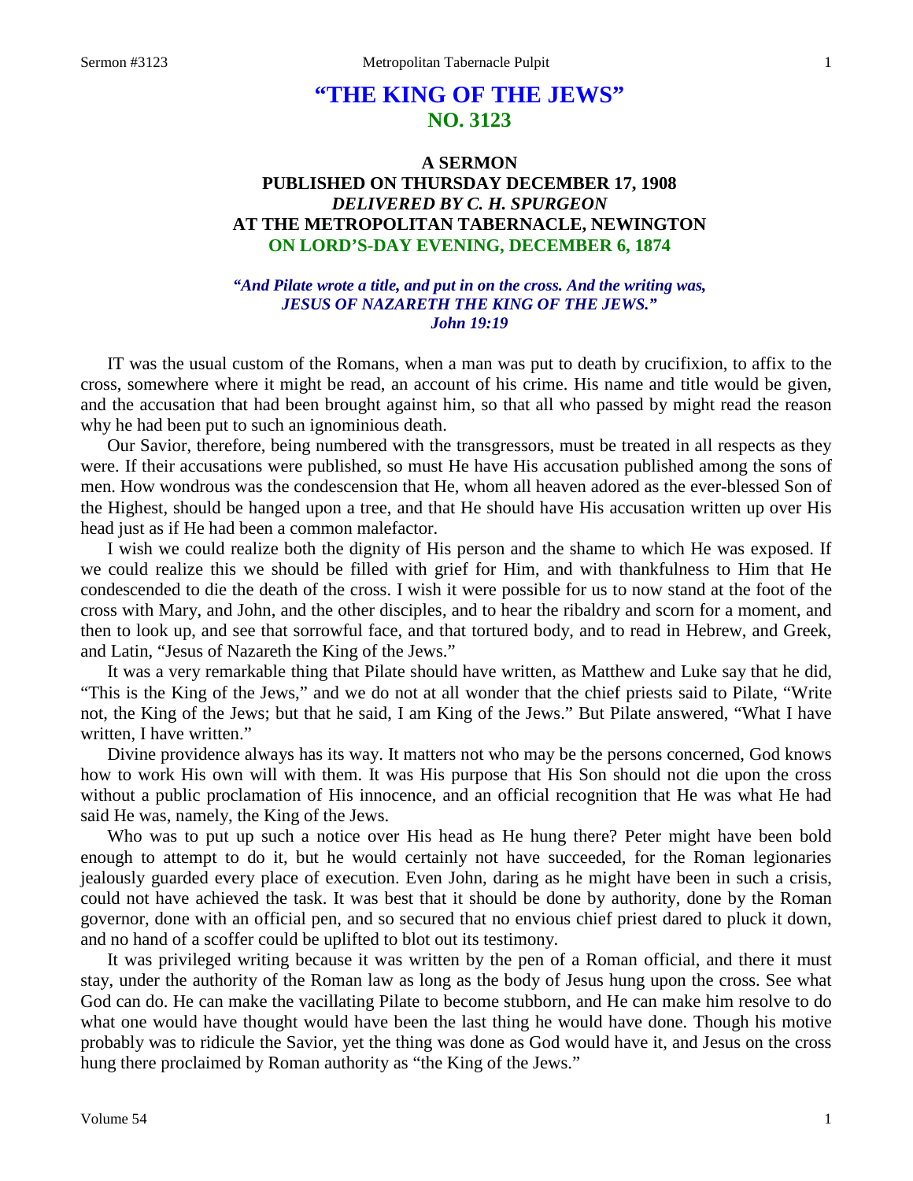# "THE KING OF THE JEWS"
## NO. 3123

### A SERMON
### PUBLISHED ON THURSDAY DECEMBER 17, 1908
### *DELIVERED BY C. H. SPURGEON*
### AT THE METROPOLITAN TABERNACLE, NEWINGTON
### ON LORD'S-DAY EVENING, DECEMBER 6, 1874

*"And Pilate wrote a title, and put in on the cross. And the writing was,*
*JESUS OF NAZARETH THE KING OF THE JEWS."*
*John 19:19*

IT was the usual custom of the Romans, when a man was put to death by crucifixion, to affix to the cross, somewhere where it might be read, an account of his crime. His name and title would be given, and the accusation that had been brought against him, so that all who passed by might read the reason why he had been put to such an ignominious death.

Our Savior, therefore, being numbered with the transgressors, must be treated in all respects as they were. If their accusations were published, so must He have His accusation published among the sons of men. How wondrous was the condescension that He, whom all heaven adored as the ever-blessed Son of the Highest, should be hanged upon a tree, and that He should have His accusation written up over His head just as if He had been a common malefactor.

I wish we could realize both the dignity of His person and the shame to which He was exposed. If we could realize this we should be filled with grief for Him, and with thankfulness to Him that He condescended to die the death of the cross. I wish it were possible for us to now stand at the foot of the cross with Mary, and John, and the other disciples, and to hear the ribaldry and scorn for a moment, and then to look up, and see that sorrowful face, and that tortured body, and to read in Hebrew, and Greek, and Latin, "Jesus of Nazareth the King of the Jews."

It was a very remarkable thing that Pilate should have written, as Matthew and Luke say that he did, "This is the King of the Jews," and we do not at all wonder that the chief priests said to Pilate, "Write not, the King of the Jews; but that he said, I am King of the Jews." But Pilate answered, "What I have written, I have written."

Divine providence always has its way. It matters not who may be the persons concerned, God knows how to work His own will with them. It was His purpose that His Son should not die upon the cross without a public proclamation of His innocence, and an official recognition that He was what He had said He was, namely, the King of the Jews.

Who was to put up such a notice over His head as He hung there? Peter might have been bold enough to attempt to do it, but he would certainly not have succeeded, for the Roman legionaries jealously guarded every place of execution. Even John, daring as he might have been in such a crisis, could not have achieved the task. It was best that it should be done by authority, done by the Roman governor, done with an official pen, and so secured that no envious chief priest dared to pluck it down, and no hand of a scoffer could be uplifted to blot out its testimony.

It was privileged writing because it was written by the pen of a Roman official, and there it must stay, under the authority of the Roman law as long as the body of Jesus hung upon the cross. See what God can do. He can make the vacillating Pilate to become stubborn, and He can make him resolve to do what one would have thought would have been the last thing he would have done. Though his motive probably was to ridicule the Savior, yet the thing was done as God would have it, and Jesus on the cross hung there proclaimed by Roman authority as "the King of the Jews."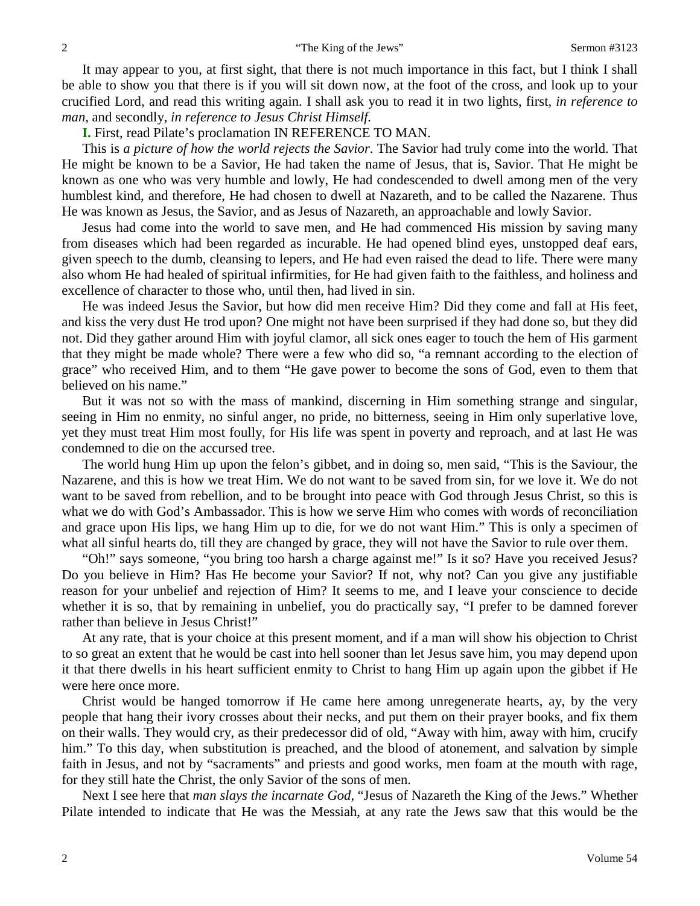It may appear to you, at first sight, that there is not much importance in this fact, but I think I shall be able to show you that there is if you will sit down now, at the foot of the cross, and look up to your crucified Lord, and read this writing again. I shall ask you to read it in two lights, first, *in reference to man,* and secondly, *in reference to Jesus Christ Himself.*

**I.** First, read Pilate's proclamation IN REFERENCE TO MAN.

This is *a picture of how the world rejects the Savior*. The Savior had truly come into the world. That He might be known to be a Savior, He had taken the name of Jesus, that is, Savior. That He might be known as one who was very humble and lowly, He had condescended to dwell among men of the very humblest kind, and therefore, He had chosen to dwell at Nazareth, and to be called the Nazarene. Thus He was known as Jesus, the Savior, and as Jesus of Nazareth, an approachable and lowly Savior.

Jesus had come into the world to save men, and He had commenced His mission by saving many from diseases which had been regarded as incurable. He had opened blind eyes, unstopped deaf ears, given speech to the dumb, cleansing to lepers, and He had even raised the dead to life. There were many also whom He had healed of spiritual infirmities, for He had given faith to the faithless, and holiness and excellence of character to those who, until then, had lived in sin.

He was indeed Jesus the Savior, but how did men receive Him? Did they come and fall at His feet, and kiss the very dust He trod upon? One might not have been surprised if they had done so, but they did not. Did they gather around Him with joyful clamor, all sick ones eager to touch the hem of His garment that they might be made whole? There were a few who did so, "a remnant according to the election of grace" who received Him, and to them "He gave power to become the sons of God, even to them that believed on his name."

But it was not so with the mass of mankind, discerning in Him something strange and singular, seeing in Him no enmity, no sinful anger, no pride, no bitterness, seeing in Him only superlative love, yet they must treat Him most foully, for His life was spent in poverty and reproach, and at last He was condemned to die on the accursed tree.

The world hung Him up upon the felon's gibbet, and in doing so, men said, "This is the Saviour, the Nazarene, and this is how we treat Him. We do not want to be saved from sin, for we love it. We do not want to be saved from rebellion, and to be brought into peace with God through Jesus Christ, so this is what we do with God's Ambassador. This is how we serve Him who comes with words of reconciliation and grace upon His lips, we hang Him up to die, for we do not want Him." This is only a specimen of what all sinful hearts do, till they are changed by grace, they will not have the Savior to rule over them.

"Oh!" says someone, "you bring too harsh a charge against me!" Is it so? Have you received Jesus? Do you believe in Him? Has He become your Savior? If not, why not? Can you give any justifiable reason for your unbelief and rejection of Him? It seems to me, and I leave your conscience to decide whether it is so, that by remaining in unbelief, you do practically say, "I prefer to be damned forever rather than believe in Jesus Christ!"

At any rate, that is your choice at this present moment, and if a man will show his objection to Christ to so great an extent that he would be cast into hell sooner than let Jesus save him, you may depend upon it that there dwells in his heart sufficient enmity to Christ to hang Him up again upon the gibbet if He were here once more.

Christ would be hanged tomorrow if He came here among unregenerate hearts, ay, by the very people that hang their ivory crosses about their necks, and put them on their prayer books, and fix them on their walls. They would cry, as their predecessor did of old, "Away with him, away with him, crucify him." To this day, when substitution is preached, and the blood of atonement, and salvation by simple faith in Jesus, and not by "sacraments" and priests and good works, men foam at the mouth with rage, for they still hate the Christ, the only Savior of the sons of men.

Next I see here that *man slays the incarnate God,* "Jesus of Nazareth the King of the Jews." Whether Pilate intended to indicate that He was the Messiah, at any rate the Jews saw that this would be the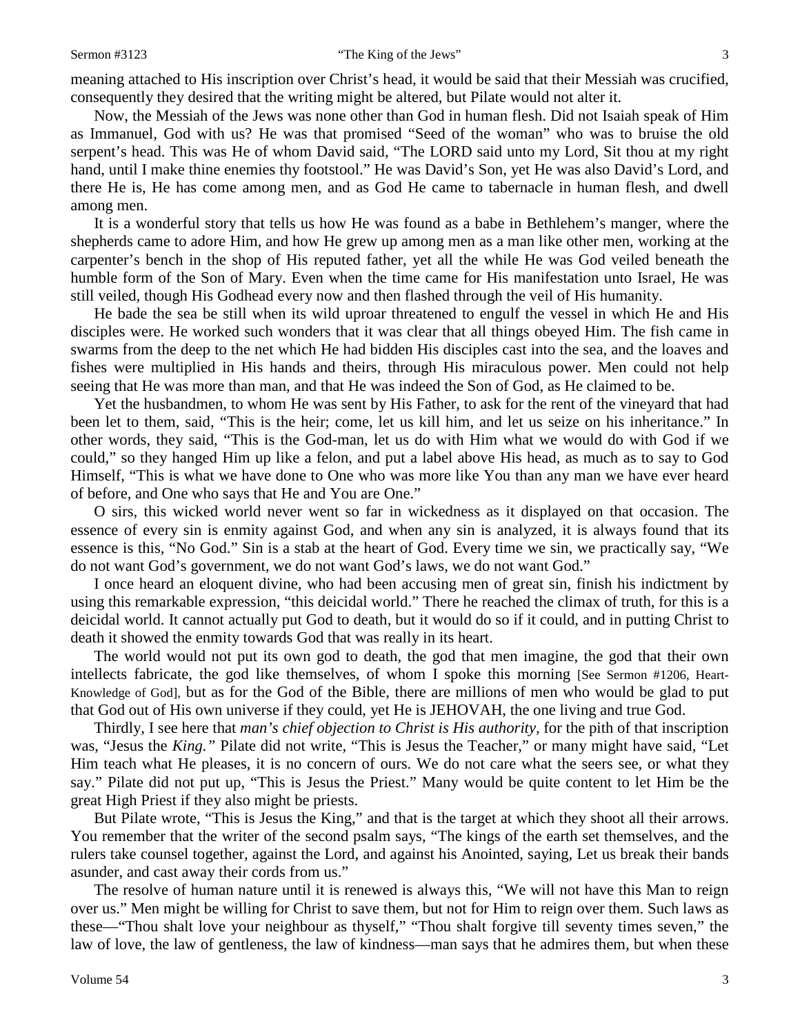meaning attached to His inscription over Christ's head, it would be said that their Messiah was crucified, consequently they desired that the writing might be altered, but Pilate would not alter it.

Now, the Messiah of the Jews was none other than God in human flesh. Did not Isaiah speak of Him as Immanuel, God with us? He was that promised "Seed of the woman" who was to bruise the old serpent's head. This was He of whom David said, "The LORD said unto my Lord, Sit thou at my right hand, until I make thine enemies thy footstool." He was David's Son, yet He was also David's Lord, and there He is, He has come among men, and as God He came to tabernacle in human flesh, and dwell among men.

It is a wonderful story that tells us how He was found as a babe in Bethlehem's manger, where the shepherds came to adore Him, and how He grew up among men as a man like other men, working at the carpenter's bench in the shop of His reputed father, yet all the while He was God veiled beneath the humble form of the Son of Mary. Even when the time came for His manifestation unto Israel, He was still veiled, though His Godhead every now and then flashed through the veil of His humanity.

He bade the sea be still when its wild uproar threatened to engulf the vessel in which He and His disciples were. He worked such wonders that it was clear that all things obeyed Him. The fish came in swarms from the deep to the net which He had bidden His disciples cast into the sea, and the loaves and fishes were multiplied in His hands and theirs, through His miraculous power. Men could not help seeing that He was more than man, and that He was indeed the Son of God, as He claimed to be.

Yet the husbandmen, to whom He was sent by His Father, to ask for the rent of the vineyard that had been let to them, said, "This is the heir; come, let us kill him, and let us seize on his inheritance." In other words, they said, "This is the God-man, let us do with Him what we would do with God if we could," so they hanged Him up like a felon, and put a label above His head, as much as to say to God Himself, "This is what we have done to One who was more like You than any man we have ever heard of before, and One who says that He and You are One."

O sirs, this wicked world never went so far in wickedness as it displayed on that occasion. The essence of every sin is enmity against God, and when any sin is analyzed, it is always found that its essence is this, "No God." Sin is a stab at the heart of God. Every time we sin, we practically say, "We do not want God's government, we do not want God's laws, we do not want God."

I once heard an eloquent divine, who had been accusing men of great sin, finish his indictment by using this remarkable expression, "this deicidal world." There he reached the climax of truth, for this is a deicidal world. It cannot actually put God to death, but it would do so if it could, and in putting Christ to death it showed the enmity towards God that was really in its heart.

The world would not put its own god to death, the god that men imagine, the god that their own intellects fabricate, the god like themselves, of whom I spoke this morning [See Sermon #1206, Heart-Knowledge of God], but as for the God of the Bible, there are millions of men who would be glad to put that God out of His own universe if they could, yet He is JEHOVAH, the one living and true God.

Thirdly, I see here that *man's chief objection to Christ is His authority,* for the pith of that inscription was, "Jesus the *King."* Pilate did not write, "This is Jesus the Teacher," or many might have said, "Let Him teach what He pleases, it is no concern of ours. We do not care what the seers see, or what they say." Pilate did not put up, "This is Jesus the Priest." Many would be quite content to let Him be the great High Priest if they also might be priests.

But Pilate wrote, "This is Jesus the King," and that is the target at which they shoot all their arrows. You remember that the writer of the second psalm says, "The kings of the earth set themselves, and the rulers take counsel together, against the Lord, and against his Anointed, saying, Let us break their bands asunder, and cast away their cords from us."

The resolve of human nature until it is renewed is always this, "We will not have this Man to reign over us." Men might be willing for Christ to save them, but not for Him to reign over them. Such laws as these—"Thou shalt love your neighbour as thyself," "Thou shalt forgive till seventy times seven," the law of love, the law of gentleness, the law of kindness—man says that he admires them, but when these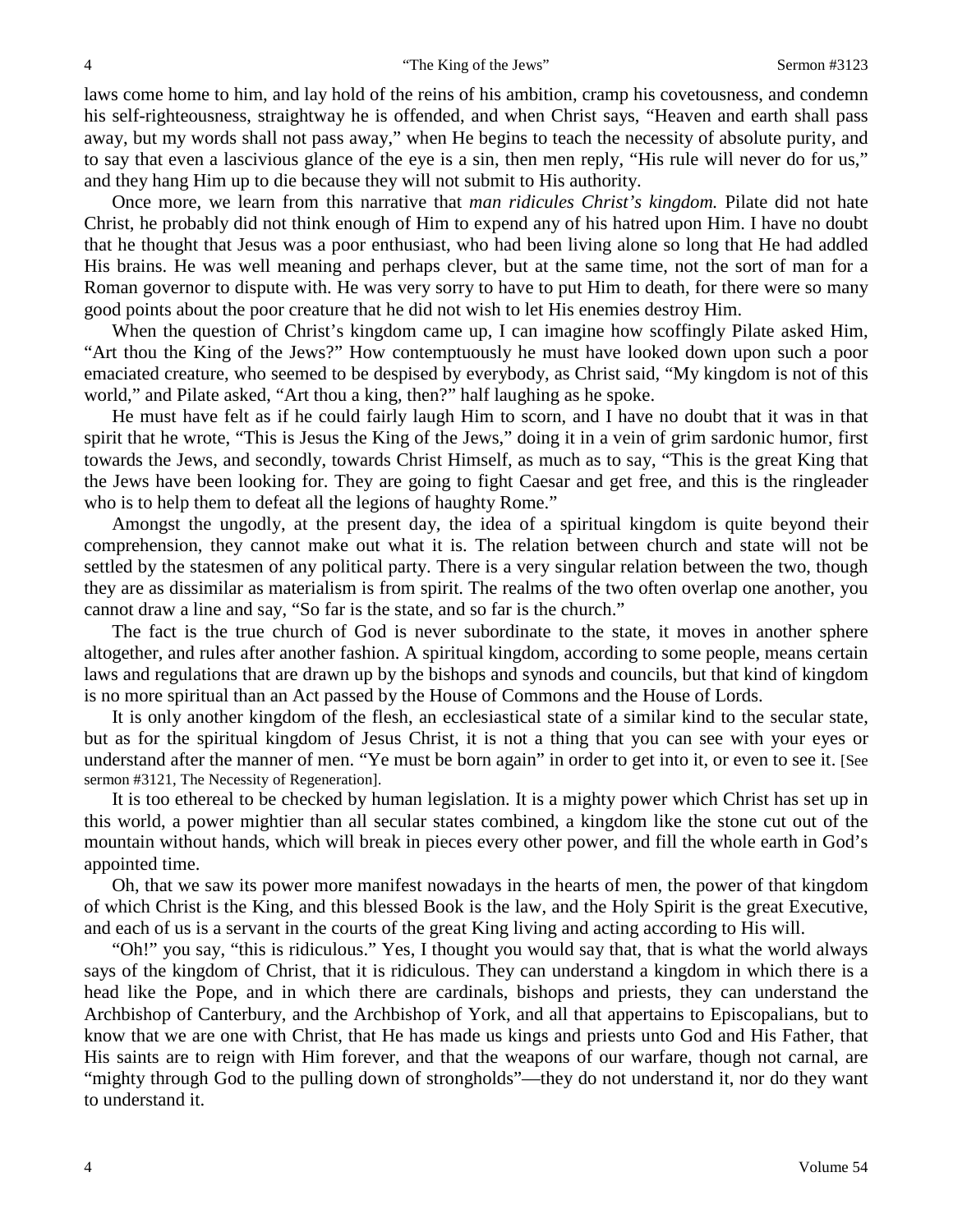laws come home to him, and lay hold of the reins of his ambition, cramp his covetousness, and condemn his self-righteousness, straightway he is offended, and when Christ says, "Heaven and earth shall pass away, but my words shall not pass away," when He begins to teach the necessity of absolute purity, and to say that even a lascivious glance of the eye is a sin, then men reply, "His rule will never do for us," and they hang Him up to die because they will not submit to His authority.

Once more, we learn from this narrative that *man ridicules Christ's kingdom.* Pilate did not hate Christ, he probably did not think enough of Him to expend any of his hatred upon Him. I have no doubt that he thought that Jesus was a poor enthusiast, who had been living alone so long that He had addled His brains. He was well meaning and perhaps clever, but at the same time, not the sort of man for a Roman governor to dispute with. He was very sorry to have to put Him to death, for there were so many good points about the poor creature that he did not wish to let His enemies destroy Him.

When the question of Christ's kingdom came up, I can imagine how scoffingly Pilate asked Him, "Art thou the King of the Jews?" How contemptuously he must have looked down upon such a poor emaciated creature, who seemed to be despised by everybody, as Christ said, "My kingdom is not of this world," and Pilate asked, "Art thou a king, then?" half laughing as he spoke.

He must have felt as if he could fairly laugh Him to scorn, and I have no doubt that it was in that spirit that he wrote, "This is Jesus the King of the Jews," doing it in a vein of grim sardonic humor, first towards the Jews, and secondly, towards Christ Himself, as much as to say, "This is the great King that the Jews have been looking for. They are going to fight Caesar and get free, and this is the ringleader who is to help them to defeat all the legions of haughty Rome."

Amongst the ungodly, at the present day, the idea of a spiritual kingdom is quite beyond their comprehension, they cannot make out what it is. The relation between church and state will not be settled by the statesmen of any political party. There is a very singular relation between the two, though they are as dissimilar as materialism is from spirit. The realms of the two often overlap one another, you cannot draw a line and say, "So far is the state, and so far is the church."

The fact is the true church of God is never subordinate to the state, it moves in another sphere altogether, and rules after another fashion. A spiritual kingdom, according to some people, means certain laws and regulations that are drawn up by the bishops and synods and councils, but that kind of kingdom is no more spiritual than an Act passed by the House of Commons and the House of Lords.

It is only another kingdom of the flesh, an ecclesiastical state of a similar kind to the secular state, but as for the spiritual kingdom of Jesus Christ, it is not a thing that you can see with your eyes or understand after the manner of men. "Ye must be born again" in order to get into it, or even to see it. [See sermon #3121, The Necessity of Regeneration].

It is too ethereal to be checked by human legislation. It is a mighty power which Christ has set up in this world, a power mightier than all secular states combined, a kingdom like the stone cut out of the mountain without hands, which will break in pieces every other power, and fill the whole earth in God's appointed time.

Oh, that we saw its power more manifest nowadays in the hearts of men, the power of that kingdom of which Christ is the King, and this blessed Book is the law, and the Holy Spirit is the great Executive, and each of us is a servant in the courts of the great King living and acting according to His will.

"Oh!" you say, "this is ridiculous." Yes, I thought you would say that, that is what the world always says of the kingdom of Christ, that it is ridiculous. They can understand a kingdom in which there is a head like the Pope, and in which there are cardinals, bishops and priests, they can understand the Archbishop of Canterbury, and the Archbishop of York, and all that appertains to Episcopalians, but to know that we are one with Christ, that He has made us kings and priests unto God and His Father, that His saints are to reign with Him forever, and that the weapons of our warfare, though not carnal, are "mighty through God to the pulling down of strongholds"—they do not understand it, nor do they want to understand it.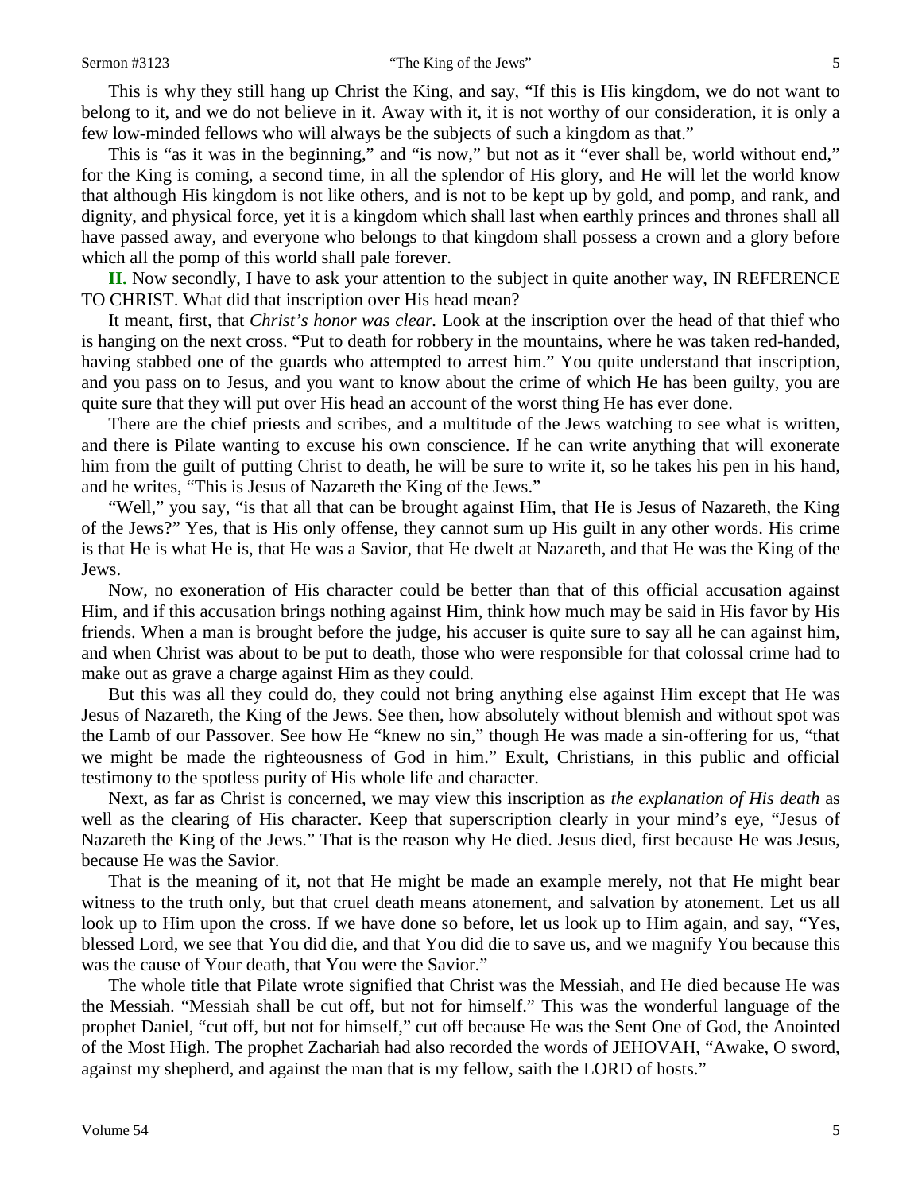This is why they still hang up Christ the King, and say, "If this is His kingdom, we do not want to belong to it, and we do not believe in it. Away with it, it is not worthy of our consideration, it is only a few low-minded fellows who will always be the subjects of such a kingdom as that."

This is "as it was in the beginning," and "is now," but not as it "ever shall be, world without end," for the King is coming, a second time, in all the splendor of His glory, and He will let the world know that although His kingdom is not like others, and is not to be kept up by gold, and pomp, and rank, and dignity, and physical force, yet it is a kingdom which shall last when earthly princes and thrones shall all have passed away, and everyone who belongs to that kingdom shall possess a crown and a glory before which all the pomp of this world shall pale forever.

**II.** Now secondly, I have to ask your attention to the subject in quite another way, IN REFERENCE TO CHRIST. What did that inscription over His head mean?

It meant, first, that *Christ's honor was clear.* Look at the inscription over the head of that thief who is hanging on the next cross. "Put to death for robbery in the mountains, where he was taken red-handed, having stabbed one of the guards who attempted to arrest him." You quite understand that inscription, and you pass on to Jesus, and you want to know about the crime of which He has been guilty, you are quite sure that they will put over His head an account of the worst thing He has ever done.

There are the chief priests and scribes, and a multitude of the Jews watching to see what is written, and there is Pilate wanting to excuse his own conscience. If he can write anything that will exonerate him from the guilt of putting Christ to death, he will be sure to write it, so he takes his pen in his hand, and he writes, "This is Jesus of Nazareth the King of the Jews."

"Well," you say, "is that all that can be brought against Him, that He is Jesus of Nazareth, the King of the Jews?" Yes, that is His only offense, they cannot sum up His guilt in any other words. His crime is that He is what He is, that He was a Savior, that He dwelt at Nazareth, and that He was the King of the Jews.

Now, no exoneration of His character could be better than that of this official accusation against Him, and if this accusation brings nothing against Him, think how much may be said in His favor by His friends. When a man is brought before the judge, his accuser is quite sure to say all he can against him, and when Christ was about to be put to death, those who were responsible for that colossal crime had to make out as grave a charge against Him as they could.

But this was all they could do, they could not bring anything else against Him except that He was Jesus of Nazareth, the King of the Jews. See then, how absolutely without blemish and without spot was the Lamb of our Passover. See how He "knew no sin," though He was made a sin-offering for us, "that we might be made the righteousness of God in him." Exult, Christians, in this public and official testimony to the spotless purity of His whole life and character.

Next, as far as Christ is concerned, we may view this inscription as *the explanation of His death* as well as the clearing of His character. Keep that superscription clearly in your mind's eye, "Jesus of Nazareth the King of the Jews." That is the reason why He died. Jesus died, first because He was Jesus, because He was the Savior.

That is the meaning of it, not that He might be made an example merely, not that He might bear witness to the truth only, but that cruel death means atonement, and salvation by atonement. Let us all look up to Him upon the cross. If we have done so before, let us look up to Him again, and say, "Yes, blessed Lord, we see that You did die, and that You did die to save us, and we magnify You because this was the cause of Your death, that You were the Savior."

The whole title that Pilate wrote signified that Christ was the Messiah, and He died because He was the Messiah. "Messiah shall be cut off, but not for himself." This was the wonderful language of the prophet Daniel, "cut off, but not for himself," cut off because He was the Sent One of God, the Anointed of the Most High. The prophet Zachariah had also recorded the words of JEHOVAH, "Awake, O sword, against my shepherd, and against the man that is my fellow, saith the LORD of hosts."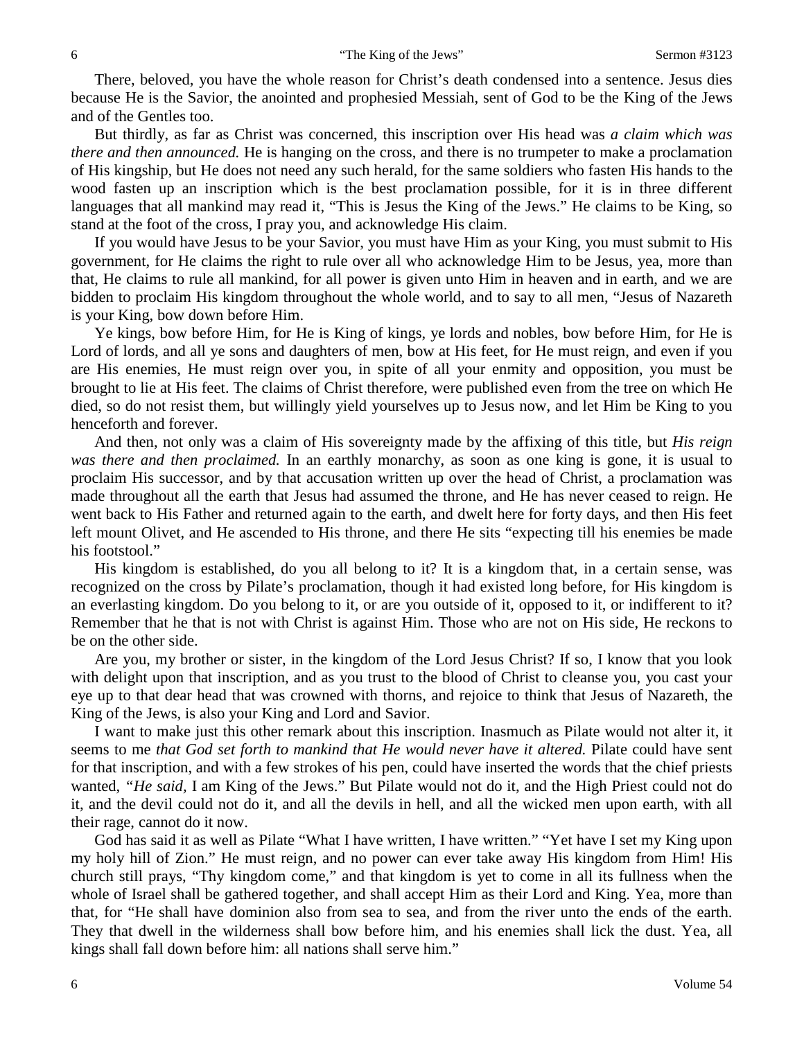There, beloved, you have the whole reason for Christ's death condensed into a sentence. Jesus dies because He is the Savior, the anointed and prophesied Messiah, sent of God to be the King of the Jews and of the Gentles too.

But thirdly, as far as Christ was concerned, this inscription over His head was *a claim which was there and then announced.* He is hanging on the cross, and there is no trumpeter to make a proclamation of His kingship, but He does not need any such herald, for the same soldiers who fasten His hands to the wood fasten up an inscription which is the best proclamation possible, for it is in three different languages that all mankind may read it, "This is Jesus the King of the Jews." He claims to be King, so stand at the foot of the cross, I pray you, and acknowledge His claim.

If you would have Jesus to be your Savior, you must have Him as your King, you must submit to His government, for He claims the right to rule over all who acknowledge Him to be Jesus, yea, more than that, He claims to rule all mankind, for all power is given unto Him in heaven and in earth, and we are bidden to proclaim His kingdom throughout the whole world, and to say to all men, "Jesus of Nazareth is your King, bow down before Him.

Ye kings, bow before Him, for He is King of kings, ye lords and nobles, bow before Him, for He is Lord of lords, and all ye sons and daughters of men, bow at His feet, for He must reign, and even if you are His enemies, He must reign over you, in spite of all your enmity and opposition, you must be brought to lie at His feet. The claims of Christ therefore, were published even from the tree on which He died, so do not resist them, but willingly yield yourselves up to Jesus now, and let Him be King to you henceforth and forever.

And then, not only was a claim of His sovereignty made by the affixing of this title, but *His reign was there and then proclaimed.* In an earthly monarchy, as soon as one king is gone, it is usual to proclaim His successor, and by that accusation written up over the head of Christ, a proclamation was made throughout all the earth that Jesus had assumed the throne, and He has never ceased to reign. He went back to His Father and returned again to the earth, and dwelt here for forty days, and then His feet left mount Olivet, and He ascended to His throne, and there He sits "expecting till his enemies be made his footstool."

His kingdom is established, do you all belong to it? It is a kingdom that, in a certain sense, was recognized on the cross by Pilate's proclamation, though it had existed long before, for His kingdom is an everlasting kingdom. Do you belong to it, or are you outside of it, opposed to it, or indifferent to it? Remember that he that is not with Christ is against Him. Those who are not on His side, He reckons to be on the other side.

Are you, my brother or sister, in the kingdom of the Lord Jesus Christ? If so, I know that you look with delight upon that inscription, and as you trust to the blood of Christ to cleanse you, you cast your eye up to that dear head that was crowned with thorns, and rejoice to think that Jesus of Nazareth, the King of the Jews, is also your King and Lord and Savior.

I want to make just this other remark about this inscription. Inasmuch as Pilate would not alter it, it seems to me *that God set forth to mankind that He would never have it altered.* Pilate could have sent for that inscription, and with a few strokes of his pen, could have inserted the words that the chief priests wanted, *"He said,* I am King of the Jews." But Pilate would not do it, and the High Priest could not do it, and the devil could not do it, and all the devils in hell, and all the wicked men upon earth, with all their rage, cannot do it now.

God has said it as well as Pilate "What I have written, I have written." "Yet have I set my King upon my holy hill of Zion." He must reign, and no power can ever take away His kingdom from Him! His church still prays, "Thy kingdom come," and that kingdom is yet to come in all its fullness when the whole of Israel shall be gathered together, and shall accept Him as their Lord and King. Yea, more than that, for "He shall have dominion also from sea to sea, and from the river unto the ends of the earth. They that dwell in the wilderness shall bow before him, and his enemies shall lick the dust. Yea, all kings shall fall down before him: all nations shall serve him."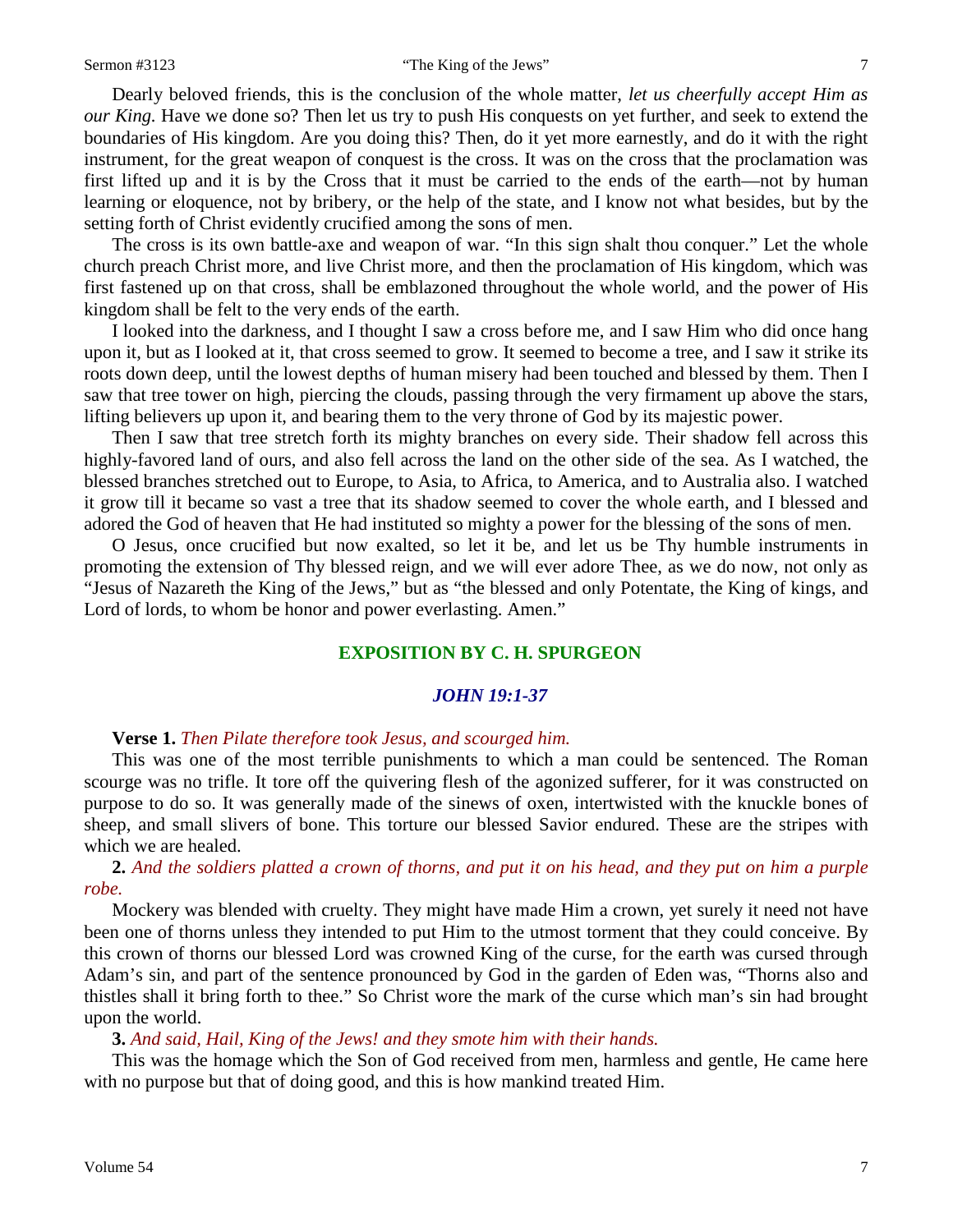Dearly beloved friends, this is the conclusion of the whole matter, *let us cheerfully accept Him as our King.* Have we done so? Then let us try to push His conquests on yet further, and seek to extend the boundaries of His kingdom. Are you doing this? Then, do it yet more earnestly, and do it with the right instrument, for the great weapon of conquest is the cross. It was on the cross that the proclamation was first lifted up and it is by the Cross that it must be carried to the ends of the earth—not by human learning or eloquence, not by bribery, or the help of the state, and I know not what besides, but by the setting forth of Christ evidently crucified among the sons of men.

The cross is its own battle-axe and weapon of war. "In this sign shalt thou conquer." Let the whole church preach Christ more, and live Christ more, and then the proclamation of His kingdom, which was first fastened up on that cross, shall be emblazoned throughout the whole world, and the power of His kingdom shall be felt to the very ends of the earth.

I looked into the darkness, and I thought I saw a cross before me, and I saw Him who did once hang upon it, but as I looked at it, that cross seemed to grow. It seemed to become a tree, and I saw it strike its roots down deep, until the lowest depths of human misery had been touched and blessed by them. Then I saw that tree tower on high, piercing the clouds, passing through the very firmament up above the stars, lifting believers up upon it, and bearing them to the very throne of God by its majestic power.

Then I saw that tree stretch forth its mighty branches on every side. Their shadow fell across this highly-favored land of ours, and also fell across the land on the other side of the sea. As I watched, the blessed branches stretched out to Europe, to Asia, to Africa, to America, and to Australia also. I watched it grow till it became so vast a tree that its shadow seemed to cover the whole earth, and I blessed and adored the God of heaven that He had instituted so mighty a power for the blessing of the sons of men.

O Jesus, once crucified but now exalted, so let it be, and let us be Thy humble instruments in promoting the extension of Thy blessed reign, and we will ever adore Thee, as we do now, not only as "Jesus of Nazareth the King of the Jews," but as "the blessed and only Potentate, the King of kings, and Lord of lords, to whom be honor and power everlasting. Amen."

## EXPOSITION BY C. H. SPURGEON

### *JOHN 19:1-37*

**Verse 1.** *Then Pilate therefore took Jesus, and scourged him.*

This was one of the most terrible punishments to which a man could be sentenced. The Roman scourge was no trifle. It tore off the quivering flesh of the agonized sufferer, for it was constructed on purpose to do so. It was generally made of the sinews of oxen, intertwisted with the knuckle bones of sheep, and small slivers of bone. This torture our blessed Savior endured. These are the stripes with which we are healed.

**2.** *And the soldiers platted a crown of thorns, and put it on his head, and they put on him a purple robe.*

Mockery was blended with cruelty. They might have made Him a crown, yet surely it need not have been one of thorns unless they intended to put Him to the utmost torment that they could conceive. By this crown of thorns our blessed Lord was crowned King of the curse, for the earth was cursed through Adam's sin, and part of the sentence pronounced by God in the garden of Eden was, "Thorns also and thistles shall it bring forth to thee." So Christ wore the mark of the curse which man's sin had brought upon the world.

**3.** *And said, Hail, King of the Jews! and they smote him with their hands.*

This was the homage which the Son of God received from men, harmless and gentle, He came here with no purpose but that of doing good, and this is how mankind treated Him.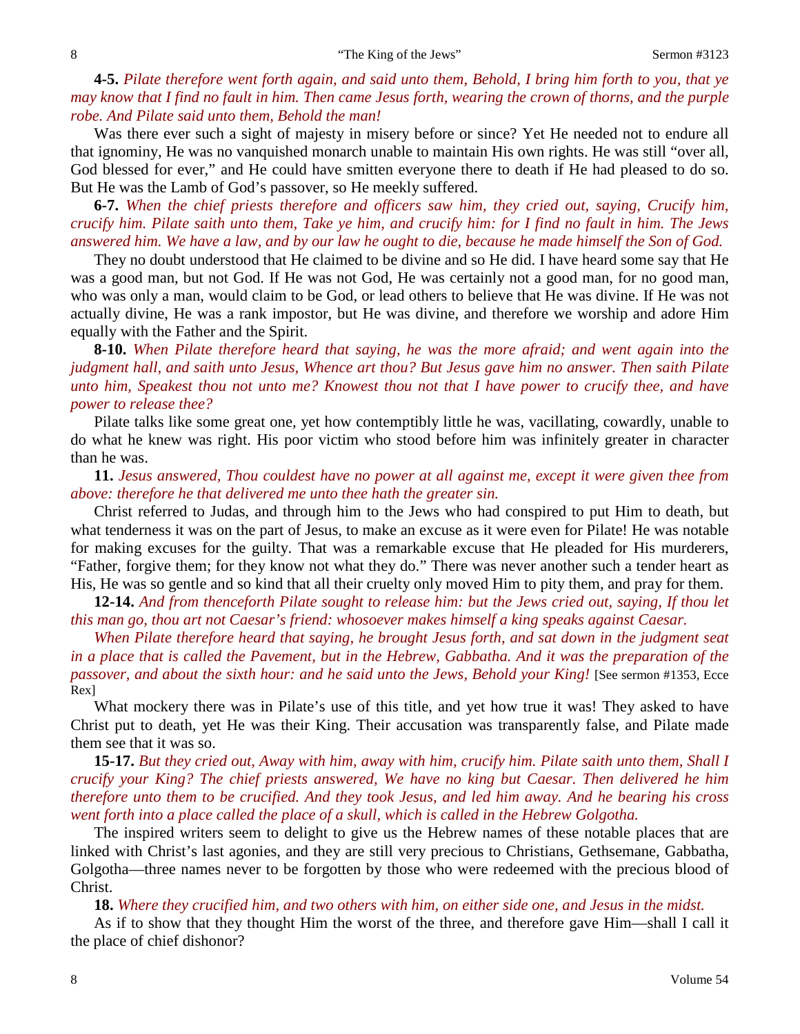**4-5.** *Pilate therefore went forth again, and said unto them, Behold, I bring him forth to you, that ye may know that I find no fault in him. Then came Jesus forth, wearing the crown of thorns, and the purple robe. And Pilate said unto them, Behold the man!*

Was there ever such a sight of majesty in misery before or since? Yet He needed not to endure all that ignominy, He was no vanquished monarch unable to maintain His own rights. He was still "over all, God blessed for ever," and He could have smitten everyone there to death if He had pleased to do so. But He was the Lamb of God's passover, so He meekly suffered.

**6-7.** *When the chief priests therefore and officers saw him, they cried out, saying, Crucify him, crucify him. Pilate saith unto them, Take ye him, and crucify him: for I find no fault in him. The Jews answered him. We have a law, and by our law he ought to die, because he made himself the Son of God.*

They no doubt understood that He claimed to be divine and so He did. I have heard some say that He was a good man, but not God. If He was not God, He was certainly not a good man, for no good man, who was only a man, would claim to be God, or lead others to believe that He was divine. If He was not actually divine, He was a rank impostor, but He was divine, and therefore we worship and adore Him equally with the Father and the Spirit.

**8-10.** *When Pilate therefore heard that saying, he was the more afraid; and went again into the judgment hall, and saith unto Jesus, Whence art thou? But Jesus gave him no answer. Then saith Pilate unto him, Speakest thou not unto me? Knowest thou not that I have power to crucify thee, and have power to release thee?*

Pilate talks like some great one, yet how contemptibly little he was, vacillating, cowardly, unable to do what he knew was right. His poor victim who stood before him was infinitely greater in character than he was.

**11.** *Jesus answered, Thou couldest have no power at all against me, except it were given thee from above: therefore he that delivered me unto thee hath the greater sin.*

Christ referred to Judas, and through him to the Jews who had conspired to put Him to death, but what tenderness it was on the part of Jesus, to make an excuse as it were even for Pilate! He was notable for making excuses for the guilty. That was a remarkable excuse that He pleaded for His murderers, "Father, forgive them; for they know not what they do." There was never another such a tender heart as His, He was so gentle and so kind that all their cruelty only moved Him to pity them, and pray for them.

**12-14.** *And from thenceforth Pilate sought to release him: but the Jews cried out, saying, If thou let this man go, thou art not Caesar's friend: whosoever makes himself a king speaks against Caesar.*

*When Pilate therefore heard that saying, he brought Jesus forth, and sat down in the judgment seat in a place that is called the Pavement, but in the Hebrew, Gabbatha. And it was the preparation of the passover, and about the sixth hour: and he said unto the Jews, Behold your King!* [See sermon #1353, Ecce Rex]

What mockery there was in Pilate's use of this title, and yet how true it was! They asked to have Christ put to death, yet He was their King. Their accusation was transparently false, and Pilate made them see that it was so.

**15-17.** *But they cried out, Away with him, away with him, crucify him. Pilate saith unto them, Shall I crucify your King? The chief priests answered, We have no king but Caesar. Then delivered he him therefore unto them to be crucified. And they took Jesus, and led him away. And he bearing his cross went forth into a place called the place of a skull, which is called in the Hebrew Golgotha.*

The inspired writers seem to delight to give us the Hebrew names of these notable places that are linked with Christ's last agonies, and they are still very precious to Christians, Gethsemane, Gabbatha, Golgotha—three names never to be forgotten by those who were redeemed with the precious blood of Christ.

**18.** *Where they crucified him, and two others with him, on either side one, and Jesus in the midst.*

As if to show that they thought Him the worst of the three, and therefore gave Him—shall I call it the place of chief dishonor?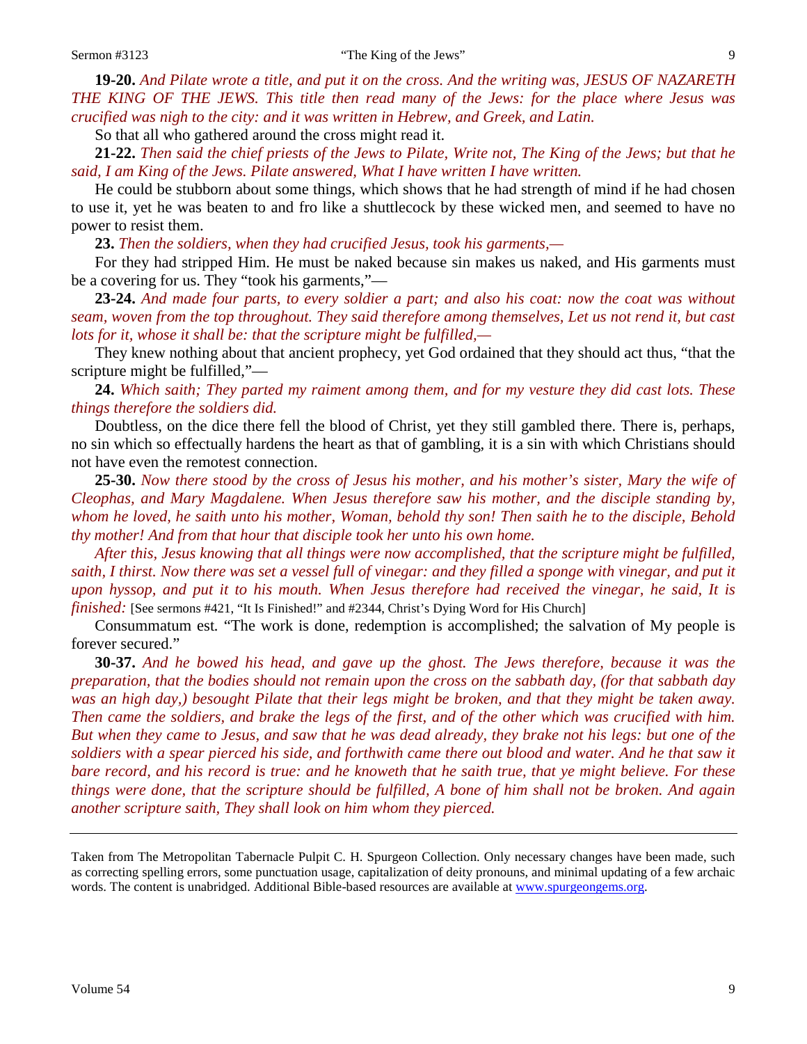**19-20.** *And Pilate wrote a title, and put it on the cross. And the writing was, JESUS OF NAZARETH THE KING OF THE JEWS. This title then read many of the Jews: for the place where Jesus was crucified was nigh to the city: and it was written in Hebrew, and Greek, and Latin.*

So that all who gathered around the cross might read it.

**21-22.** *Then said the chief priests of the Jews to Pilate, Write not, The King of the Jews; but that he said, I am King of the Jews. Pilate answered, What I have written I have written.*

He could be stubborn about some things, which shows that he had strength of mind if he had chosen to use it, yet he was beaten to and fro like a shuttlecock by these wicked men, and seemed to have no power to resist them.

**23.** *Then the soldiers, when they had crucified Jesus, took his garments,—*

For they had stripped Him. He must be naked because sin makes us naked, and His garments must be a covering for us. They "took his garments,"—

**23-24.** *And made four parts, to every soldier a part; and also his coat: now the coat was without seam, woven from the top throughout. They said therefore among themselves, Let us not rend it, but cast lots for it, whose it shall be: that the scripture might be fulfilled,—*

They knew nothing about that ancient prophecy, yet God ordained that they should act thus, "that the scripture might be fulfilled,"—

**24.** *Which saith; They parted my raiment among them, and for my vesture they did cast lots. These things therefore the soldiers did.*

Doubtless, on the dice there fell the blood of Christ, yet they still gambled there. There is, perhaps, no sin which so effectually hardens the heart as that of gambling, it is a sin with which Christians should not have even the remotest connection.

**25-30.** *Now there stood by the cross of Jesus his mother, and his mother's sister, Mary the wife of Cleophas, and Mary Magdalene. When Jesus therefore saw his mother, and the disciple standing by, whom he loved, he saith unto his mother, Woman, behold thy son! Then saith he to the disciple, Behold thy mother! And from that hour that disciple took her unto his own home.*

*After this, Jesus knowing that all things were now accomplished, that the scripture might be fulfilled, saith, I thirst. Now there was set a vessel full of vinegar: and they filled a sponge with vinegar, and put it upon hyssop, and put it to his mouth. When Jesus therefore had received the vinegar, he said, It is finished:* [See sermons #421, "It Is Finished!" and #2344, Christ's Dying Word for His Church]

Consummatum est. "The work is done, redemption is accomplished; the salvation of My people is forever secured."

**30-37.** *And he bowed his head, and gave up the ghost. The Jews therefore, because it was the preparation, that the bodies should not remain upon the cross on the sabbath day, (for that sabbath day was an high day,) besought Pilate that their legs might be broken, and that they might be taken away. Then came the soldiers, and brake the legs of the first, and of the other which was crucified with him. But when they came to Jesus, and saw that he was dead already, they brake not his legs: but one of the soldiers with a spear pierced his side, and forthwith came there out blood and water. And he that saw it bare record, and his record is true: and he knoweth that he saith true, that ye might believe. For these things were done, that the scripture should be fulfilled, A bone of him shall not be broken. And again another scripture saith, They shall look on him whom they pierced.*

---

Taken from The Metropolitan Tabernacle Pulpit C. H. Spurgeon Collection. Only necessary changes have been made, such as correcting spelling errors, some punctuation usage, capitalization of deity pronouns, and minimal updating of a few archaic words. The content is unabridged. Additional Bible-based resources are available at www.spurgeongems.org.